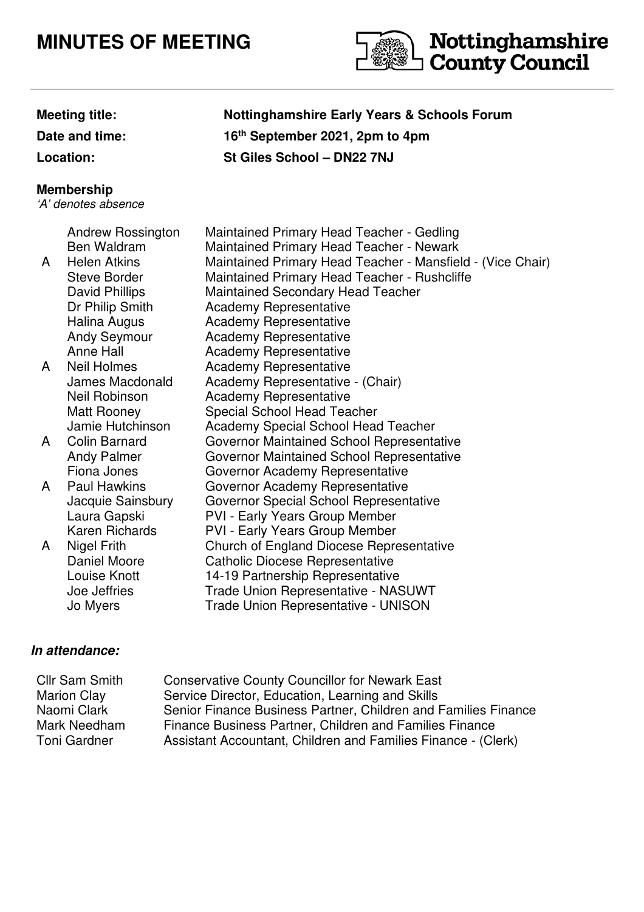# MINUTES OF MEETING

Nottinghamshire County Council

**Meeting title:** **Nottinghamshire Early Years & Schools Forum**

**Date and time:** **16th September 2021, 2pm to 4pm**

**Location:** **St Giles School – DN22 7NJ**

**Membership**

*'A' denotes absence*

| | | |
|---|---|---|
| | Andrew Rossington | Maintained Primary Head Teacher - Gedling |
| | Ben Waldram | Maintained Primary Head Teacher - Newark |
| A | Helen Atkins | Maintained Primary Head Teacher - Mansfield - (Vice Chair) |
| | Steve Border | Maintained Primary Head Teacher - Rushcliffe |
| | David Phillips | Maintained Secondary Head Teacher |
| | Dr Philip Smith | Academy Representative |
| | Halina Augus | Academy Representative |
| | Andy Seymour | Academy Representative |
| | Anne Hall | Academy Representative |
| A | Neil Holmes | Academy Representative |
| | James Macdonald | Academy Representative - (Chair) |
| | Neil Robinson | Academy Representative |
| | Matt Rooney | Special School Head Teacher |
| | Jamie Hutchinson | Academy Special School Head Teacher |
| A | Colin Barnard | Governor Maintained School Representative |
| | Andy Palmer | Governor Maintained School Representative |
| | Fiona Jones | Governor Academy Representative |
| A | Paul Hawkins | Governor Academy Representative |
| | Jacquie Sainsbury | Governor Special School Representative |
| | Laura Gapski | PVI - Early Years Group Member |
| | Karen Richards | PVI - Early Years Group Member |
| A | Nigel Frith | Church of England Diocese Representative |
| | Daniel Moore | Catholic Diocese Representative |
| | Louise Knott | 14-19 Partnership Representative |
| | Joe Jeffries | Trade Union Representative - NASUWT |
| | Jo Myers | Trade Union Representative - UNISON |

***In attendance:***

| | |
|---|---|
| Cllr Sam Smith | Conservative County Councillor for Newark East |
| Marion Clay | Service Director, Education, Learning and Skills |
| Naomi Clark | Senior Finance Business Partner, Children and Families Finance |
| Mark Needham | Finance Business Partner, Children and Families Finance |
| Toni Gardner | Assistant Accountant, Children and Families Finance - (Clerk) |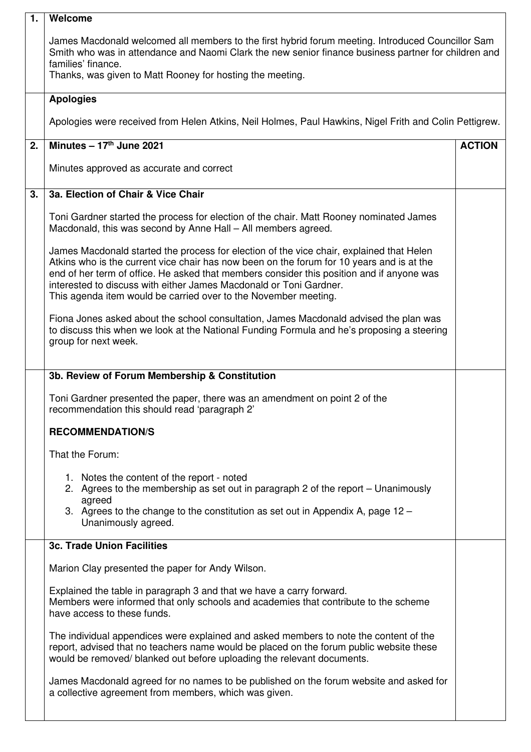| | | |
|---|---|---|
| **1.** | **Welcome**<br><br>James Macdonald welcomed all members to the first hybrid forum meeting. Introduced Councillor Sam Smith who was in attendance and Naomi Clark the new senior finance business partner for children and families' finance.<br>Thanks, was given to Matt Rooney for hosting the meeting. | |
| | **Apologies**<br><br>Apologies were received from Helen Atkins, Neil Holmes, Paul Hawkins, Nigel Frith and Colin Pettigrew. | |
| **2.** | **Minutes – 17th June 2021**<br><br>Minutes approved as accurate and correct | **ACTION** |
| **3.** | **3a. Election of Chair & Vice Chair**<br><br>Toni Gardner started the process for election of the chair. Matt Rooney nominated James Macdonald, this was second by Anne Hall – All members agreed.<br><br>James Macdonald started the process for election of the vice chair, explained that Helen Atkins who is the current vice chair has now been on the forum for 10 years and is at the end of her term of office. He asked that members consider this position and if anyone was interested to discuss with either James Macdonald or Toni Gardner.<br>This agenda item would be carried over to the November meeting.<br><br>Fiona Jones asked about the school consultation, James Macdonald advised the plan was to discuss this when we look at the National Funding Formula and he's proposing a steering group for next week. | |
| | **3b. Review of Forum Membership & Constitution**<br><br>Toni Gardner presented the paper, there was an amendment on point 2 of the recommendation this should read 'paragraph 2'<br><br>**RECOMMENDATION/S**<br><br>That the Forum:<br><br>1. Notes the content of the report - noted<br>2. Agrees to the membership as set out in paragraph 2 of the report – Unanimously agreed<br>3. Agrees to the change to the constitution as set out in Appendix A, page 12 – Unanimously agreed. | |
| | **3c. Trade Union Facilities**<br><br>Marion Clay presented the paper for Andy Wilson.<br><br>Explained the table in paragraph 3 and that we have a carry forward.<br>Members were informed that only schools and academies that contribute to the scheme have access to these funds.<br><br>The individual appendices were explained and asked members to note the content of the report, advised that no teachers name would be placed on the forum public website these would be removed/ blanked out before uploading the relevant documents.<br><br>James Macdonald agreed for no names to be published on the forum website and asked for a collective agreement from members, which was given. | |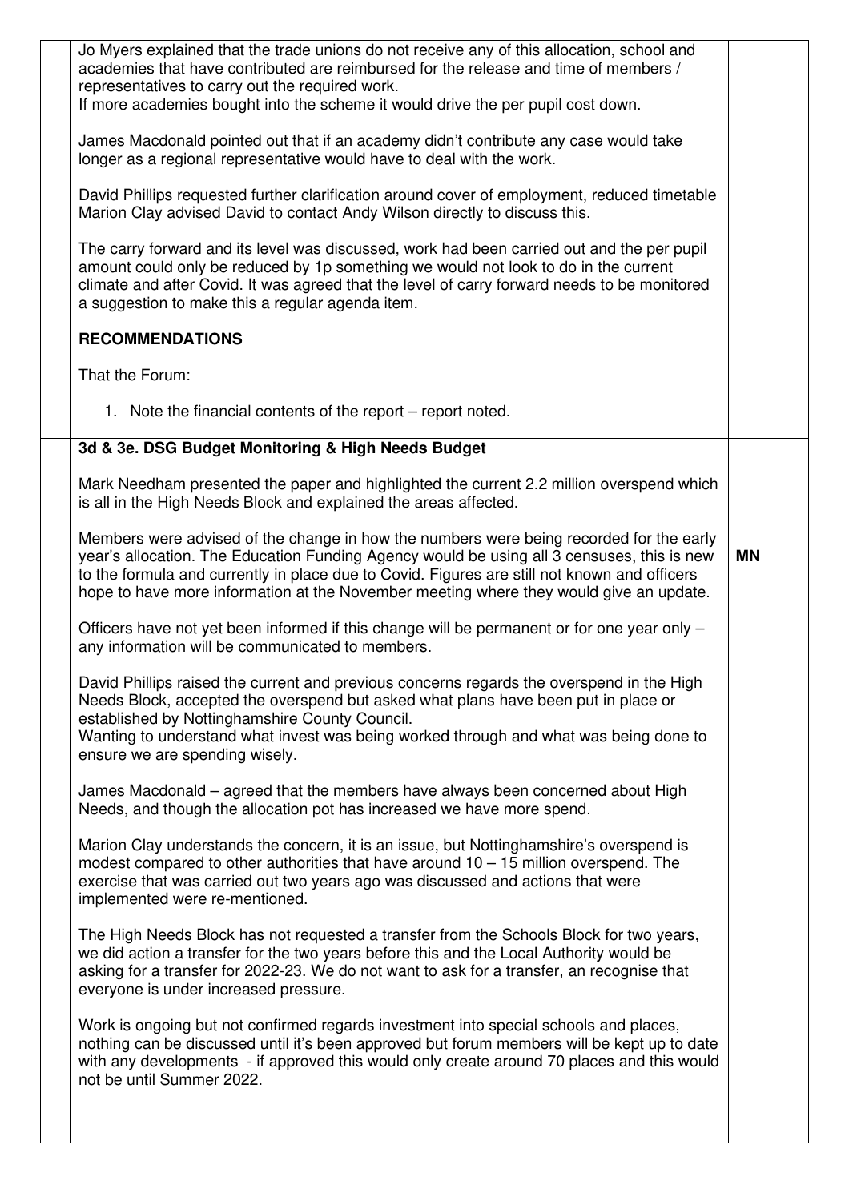Jo Myers explained that the trade unions do not receive any of this allocation, school and academies that have contributed are reimbursed for the release and time of members / representatives to carry out the required work.
If more academies bought into the scheme it would drive the per pupil cost down.

James Macdonald pointed out that if an academy didn't contribute any case would take longer as a regional representative would have to deal with the work.

David Phillips requested further clarification around cover of employment, reduced timetable Marion Clay advised David to contact Andy Wilson directly to discuss this.

The carry forward and its level was discussed, work had been carried out and the per pupil amount could only be reduced by 1p something we would not look to do in the current climate and after Covid. It was agreed that the level of carry forward needs to be monitored a suggestion to make this a regular agenda item.

**RECOMMENDATIONS**

That the Forum:

1. Note the financial contents of the report – report noted.

**3d & 3e. DSG Budget Monitoring & High Needs Budget**

Mark Needham presented the paper and highlighted the current 2.2 million overspend which is all in the High Needs Block and explained the areas affected.

Members were advised of the change in how the numbers were being recorded for the early year's allocation. The Education Funding Agency would be using all 3 censuses, this is new to the formula and currently in place due to Covid. Figures are still not known and officers hope to have more information at the November meeting where they would give an update. **MN**

Officers have not yet been informed if this change will be permanent or for one year only – any information will be communicated to members.

David Phillips raised the current and previous concerns regards the overspend in the High Needs Block, accepted the overspend but asked what plans have been put in place or established by Nottinghamshire County Council.
Wanting to understand what invest was being worked through and what was being done to ensure we are spending wisely.

James Macdonald – agreed that the members have always been concerned about High Needs, and though the allocation pot has increased we have more spend.

Marion Clay understands the concern, it is an issue, but Nottinghamshire's overspend is modest compared to other authorities that have around 10 – 15 million overspend. The exercise that was carried out two years ago was discussed and actions that were implemented were re-mentioned.

The High Needs Block has not requested a transfer from the Schools Block for two years, we did action a transfer for the two years before this and the Local Authority would be asking for a transfer for 2022-23. We do not want to ask for a transfer, an recognise that everyone is under increased pressure.

Work is ongoing but not confirmed regards investment into special schools and places, nothing can be discussed until it's been approved but forum members will be kept up to date with any developments - if approved this would only create around 70 places and this would not be until Summer 2022.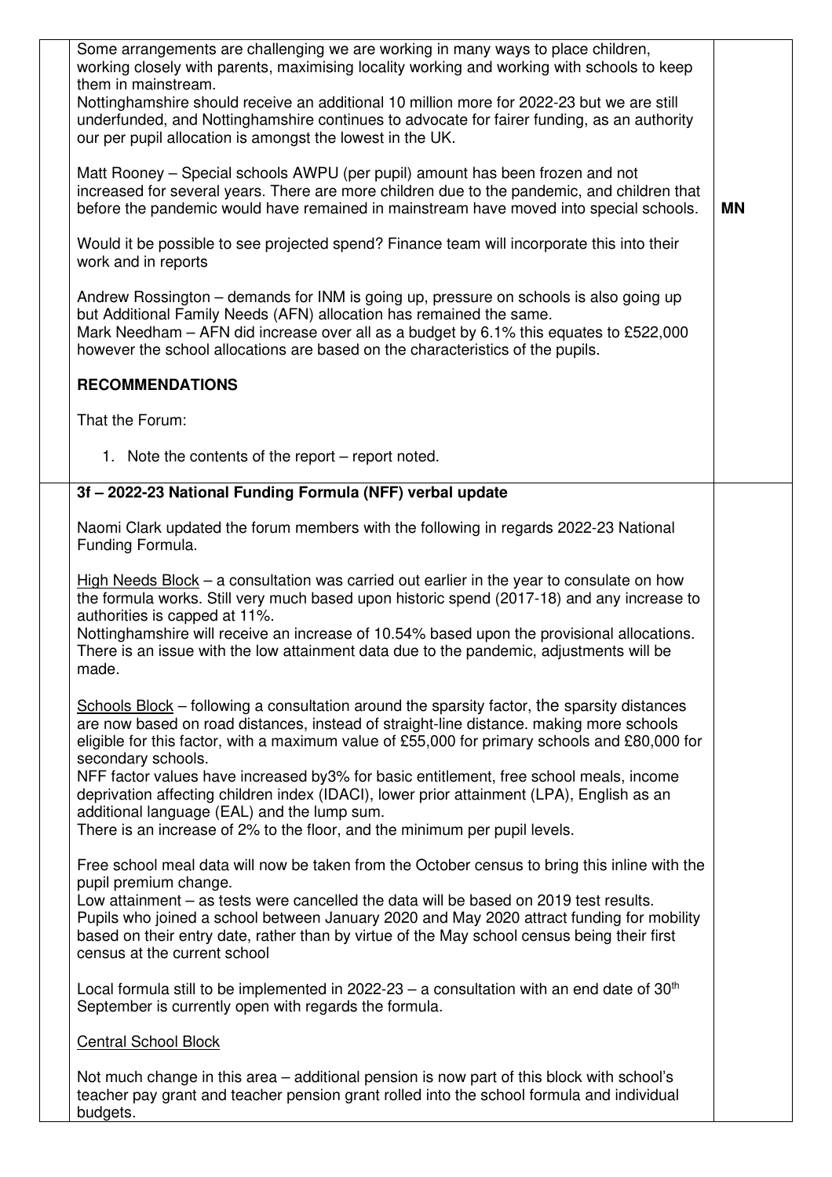| | | |
|---|---|---|
| | Some arrangements are challenging we are working in many ways to place children, working closely with parents, maximising locality working and working with schools to keep them in mainstream.<br>Nottinghamshire should receive an additional 10 million more for 2022-23 but we are still underfunded, and Nottinghamshire continues to advocate for fairer funding, as an authority our per pupil allocation is amongst the lowest in the UK.<br><br>Matt Rooney – Special schools AWPU (per pupil) amount has been frozen and not increased for several years. There are more children due to the pandemic, and children that before the pandemic would have remained in mainstream have moved into special schools.<br><br>Would it be possible to see projected spend? Finance team will incorporate this into their work and in reports<br><br>Andrew Rossington – demands for INM is going up, pressure on schools is also going up but Additional Family Needs (AFN) allocation has remained the same.<br>Mark Needham – AFN did increase over all as a budget by 6.1% this equates to £522,000 however the school allocations are based on the characteristics of the pupils.<br><br>**RECOMMENDATIONS**<br><br>That the Forum:<br><br>1. Note the contents of the report – report noted. | **MN** |
| | **3f – 2022-23 National Funding Formula (NFF) verbal update**<br><br>Naomi Clark updated the forum members with the following in regards 2022-23 National Funding Formula.<br><br><u>High Needs Block</u> – a consultation was carried out earlier in the year to consulate on how the formula works. Still very much based upon historic spend (2017-18) and any increase to authorities is capped at 11%.<br>Nottinghamshire will receive an increase of 10.54% based upon the provisional allocations. There is an issue with the low attainment data due to the pandemic, adjustments will be made.<br><br><u>Schools Block</u> – following a consultation around the sparsity factor, the sparsity distances are now based on road distances, instead of straight-line distance. making more schools eligible for this factor, with a maximum value of £55,000 for primary schools and £80,000 for secondary schools.<br>NFF factor values have increased by3% for basic entitlement, free school meals, income deprivation affecting children index (IDACI), lower prior attainment (LPA), English as an additional language (EAL) and the lump sum.<br>There is an increase of 2% to the floor, and the minimum per pupil levels.<br><br>Free school meal data will now be taken from the October census to bring this inline with the pupil premium change.<br>Low attainment – as tests were cancelled the data will be based on 2019 test results.<br>Pupils who joined a school between January 2020 and May 2020 attract funding for mobility based on their entry date, rather than by virtue of the May school census being their first census at the current school<br><br>Local formula still to be implemented in 2022-23 – a consultation with an end date of 30th September is currently open with regards the formula.<br><br><u>Central School Block</u><br><br>Not much change in this area – additional pension is now part of this block with school's teacher pay grant and teacher pension grant rolled into the school formula and individual budgets. | |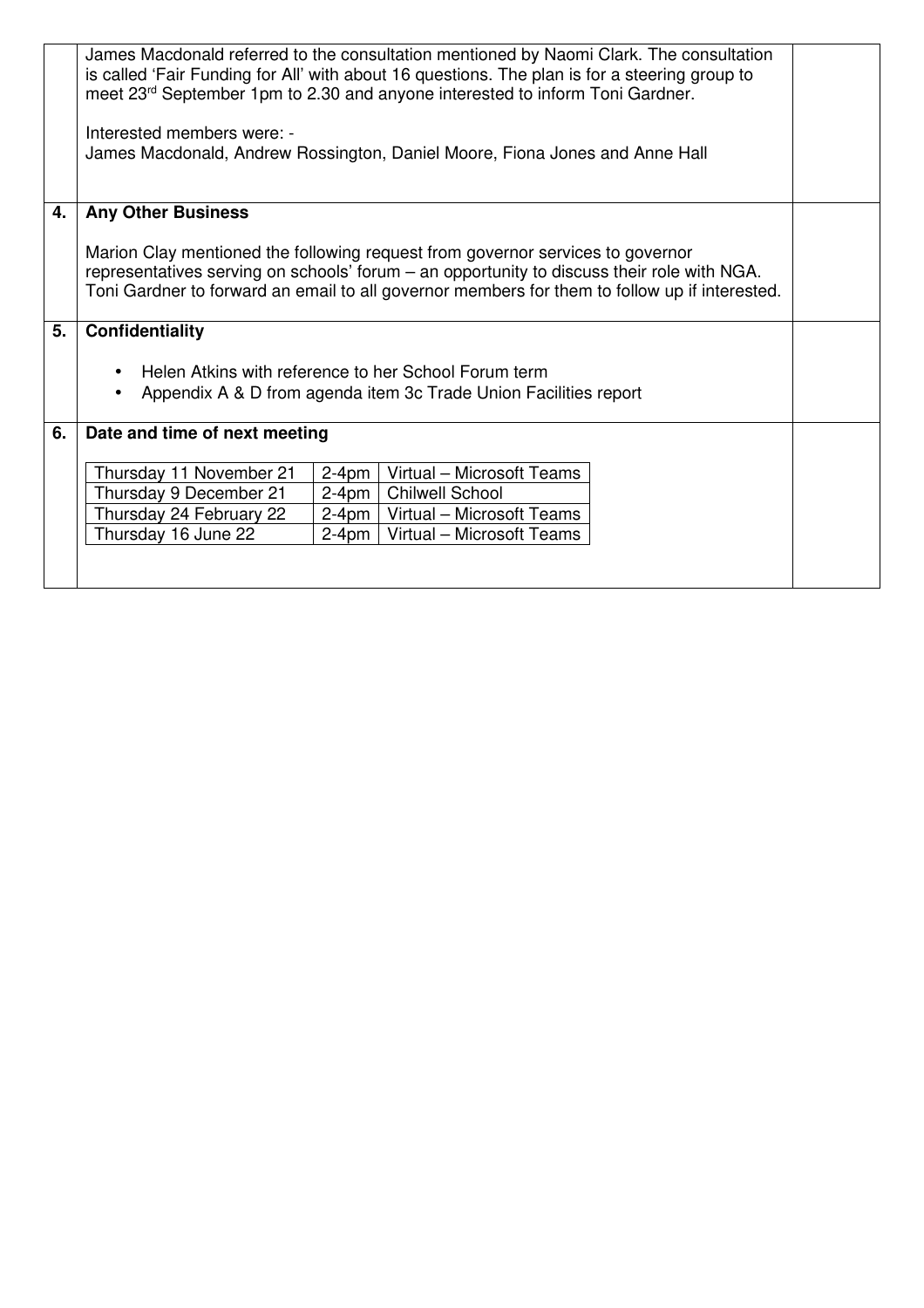James Macdonald referred to the consultation mentioned by Naomi Clark. The consultation is called 'Fair Funding for All' with about 16 questions. The plan is for a steering group to meet 23rd September 1pm to 2.30 and anyone interested to inform Toni Gardner.

Interested members were: -
James Macdonald, Andrew Rossington, Daniel Moore, Fiona Jones and Anne Hall

## 4. Any Other Business

Marion Clay mentioned the following request from governor services to governor representatives serving on schools' forum – an opportunity to discuss their role with NGA. Toni Gardner to forward an email to all governor members for them to follow up if interested.

## 5. Confidentiality

- Helen Atkins with reference to her School Forum term
- Appendix A & D from agenda item 3c Trade Union Facilities report

## 6. Date and time of next meeting

| | | |
|---|---|---|
| Thursday 11 November 21 | 2-4pm | Virtual – Microsoft Teams |
| Thursday 9 December 21 | 2-4pm | Chilwell School |
| Thursday 24 February 22 | 2-4pm | Virtual – Microsoft Teams |
| Thursday 16 June 22 | 2-4pm | Virtual – Microsoft Teams |